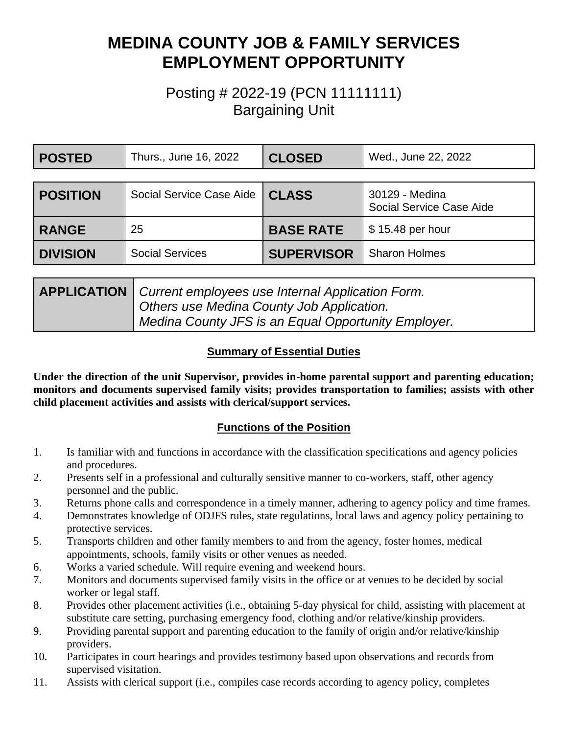# MEDINA COUNTY JOB & FAMILY SERVICES
# EMPLOYMENT OPPORTUNITY

## Posting # 2022-19 (PCN 11111111)
## Bargaining Unit

| **POSTED** | Thurs., June 16, 2022 | **CLOSED** | Wed., June 22, 2022 |
|---|---|---|---|

| **POSITION** | Social Service Case Aide | **CLASS** | 30129 - Medina Social Service Case Aide |
|---|---|---|---|
| **RANGE** | 25 | **BASE RATE** | $ 15.48 per hour |
| **DIVISION** | Social Services | **SUPERVISOR** | Sharon Holmes |

| **APPLICATION** | *Current employees use Internal Application Form. Others use Medina County Job Application. Medina County JFS is an Equal Opportunity Employer.* |
|---|---|

### Summary of Essential Duties

**Under the direction of the unit Supervisor, provides in-home parental support and parenting education; monitors and documents supervised family visits; provides transportation to families; assists with other child placement activities and assists with clerical/support services.**

### Functions of the Position

1. Is familiar with and functions in accordance with the classification specifications and agency policies and procedures.
2. Presents self in a professional and culturally sensitive manner to co-workers, staff, other agency personnel and the public.
3. Returns phone calls and correspondence in a timely manner, adhering to agency policy and time frames.
4. Demonstrates knowledge of ODJFS rules, state regulations, local laws and agency policy pertaining to protective services.
5. Transports children and other family members to and from the agency, foster homes, medical appointments, schools, family visits or other venues as needed.
6. Works a varied schedule. Will require evening and weekend hours.
7. Monitors and documents supervised family visits in the office or at venues to be decided by social worker or legal staff.
8. Provides other placement activities (i.e., obtaining 5-day physical for child, assisting with placement at substitute care setting, purchasing emergency food, clothing and/or relative/kinship providers.
9. Providing parental support and parenting education to the family of origin and/or relative/kinship providers.
10. Participates in court hearings and provides testimony based upon observations and records from supervised visitation.
11. Assists with clerical support (i.e., compiles case records according to agency policy, completes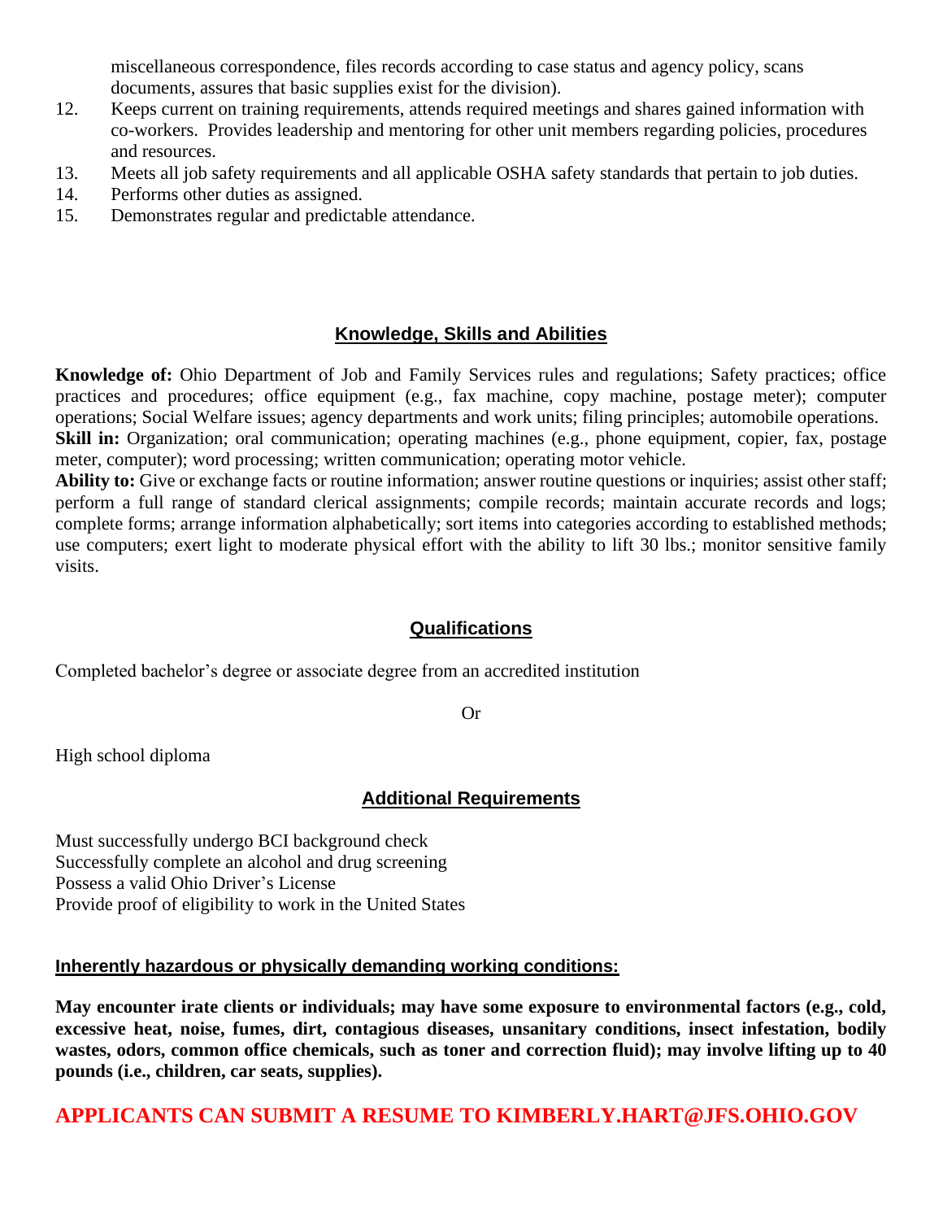miscellaneous correspondence, files records according to case status and agency policy, scans documents, assures that basic supplies exist for the division).

12. Keeps current on training requirements, attends required meetings and shares gained information with co-workers. Provides leadership and mentoring for other unit members regarding policies, procedures and resources.
13. Meets all job safety requirements and all applicable OSHA safety standards that pertain to job duties.
14. Performs other duties as assigned.
15. Demonstrates regular and predictable attendance.

## Knowledge, Skills and Abilities

**Knowledge of:** Ohio Department of Job and Family Services rules and regulations; Safety practices; office practices and procedures; office equipment (e.g., fax machine, copy machine, postage meter); computer operations; Social Welfare issues; agency departments and work units; filing principles; automobile operations.
**Skill in:** Organization; oral communication; operating machines (e.g., phone equipment, copier, fax, postage meter, computer); word processing; written communication; operating motor vehicle.
**Ability to:** Give or exchange facts or routine information; answer routine questions or inquiries; assist other staff; perform a full range of standard clerical assignments; compile records; maintain accurate records and logs; complete forms; arrange information alphabetically; sort items into categories according to established methods; use computers; exert light to moderate physical effort with the ability to lift 30 lbs.; monitor sensitive family visits.

## Qualifications

Completed bachelor's degree or associate degree from an accredited institution

Or

High school diploma

## Additional Requirements

Must successfully undergo BCI background check
Successfully complete an alcohol and drug screening
Possess a valid Ohio Driver's License
Provide proof of eligibility to work in the United States

### Inherently hazardous or physically demanding working conditions:

**May encounter irate clients or individuals; may have some exposure to environmental factors (e.g., cold, excessive heat, noise, fumes, dirt, contagious diseases, unsanitary conditions, insect infestation, bodily wastes, odors, common office chemicals, such as toner and correction fluid); may involve lifting up to 40 pounds (i.e., children, car seats, supplies).**

**APPLICANTS CAN SUBMIT A RESUME TO KIMBERLY.HART@JFS.OHIO.GOV**